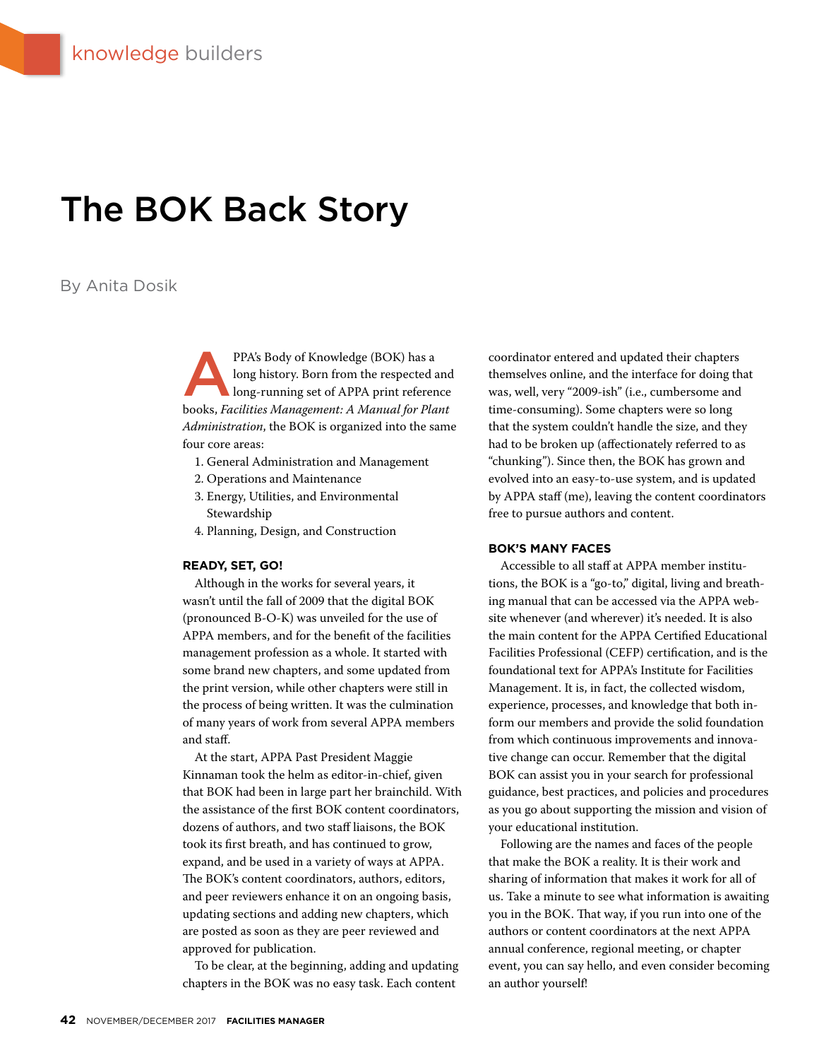knowledge builders

# The BOK Back Story

By Anita Dosik

APPA's Body of Knowledge (BOK) has a long history. Born from the respected and long-running set of APPA print reference books, *Facilities Management: A Manual for Plant Administration*, the BOK is organized into the same four core areas:

1. General Administration and Management
2. Operations and Maintenance
3. Energy, Utilities, and Environmental Stewardship
4. Planning, Design, and Construction

## READY, SET, GO!

Although in the works for several years, it wasn't until the fall of 2009 that the digital BOK (pronounced B-O-K) was unveiled for the use of APPA members, and for the benefit of the facilities management profession as a whole. It started with some brand new chapters, and some updated from the print version, while other chapters were still in the process of being written. It was the culmination of many years of work from several APPA members and staff.

At the start, APPA Past President Maggie Kinnaman took the helm as editor-in-chief, given that BOK had been in large part her brainchild. With the assistance of the first BOK content coordinators, dozens of authors, and two staff liaisons, the BOK took its first breath, and has continued to grow, expand, and be used in a variety of ways at APPA. The BOK's content coordinators, authors, editors, and peer reviewers enhance it on an ongoing basis, updating sections and adding new chapters, which are posted as soon as they are peer reviewed and approved for publication.

To be clear, at the beginning, adding and updating chapters in the BOK was no easy task. Each content coordinator entered and updated their chapters themselves online, and the interface for doing that was, well, very "2009-ish" (i.e., cumbersome and time-consuming). Some chapters were so long that the system couldn't handle the size, and they had to be broken up (affectionately referred to as "chunking"). Since then, the BOK has grown and evolved into an easy-to-use system, and is updated by APPA staff (me), leaving the content coordinators free to pursue authors and content.

## BOK'S MANY FACES

Accessible to all staff at APPA member institutions, the BOK is a "go-to," digital, living and breathing manual that can be accessed via the APPA website whenever (and wherever) it's needed. It is also the main content for the APPA Certified Educational Facilities Professional (CEFP) certification, and is the foundational text for APPA's Institute for Facilities Management. It is, in fact, the collected wisdom, experience, processes, and knowledge that both inform our members and provide the solid foundation from which continuous improvements and innovative change can occur. Remember that the digital BOK can assist you in your search for professional guidance, best practices, and policies and procedures as you go about supporting the mission and vision of your educational institution.

Following are the names and faces of the people that make the BOK a reality. It is their work and sharing of information that makes it work for all of us. Take a minute to see what information is awaiting you in the BOK. That way, if you run into one of the authors or content coordinators at the next APPA annual conference, regional meeting, or chapter event, you can say hello, and even consider becoming an author yourself!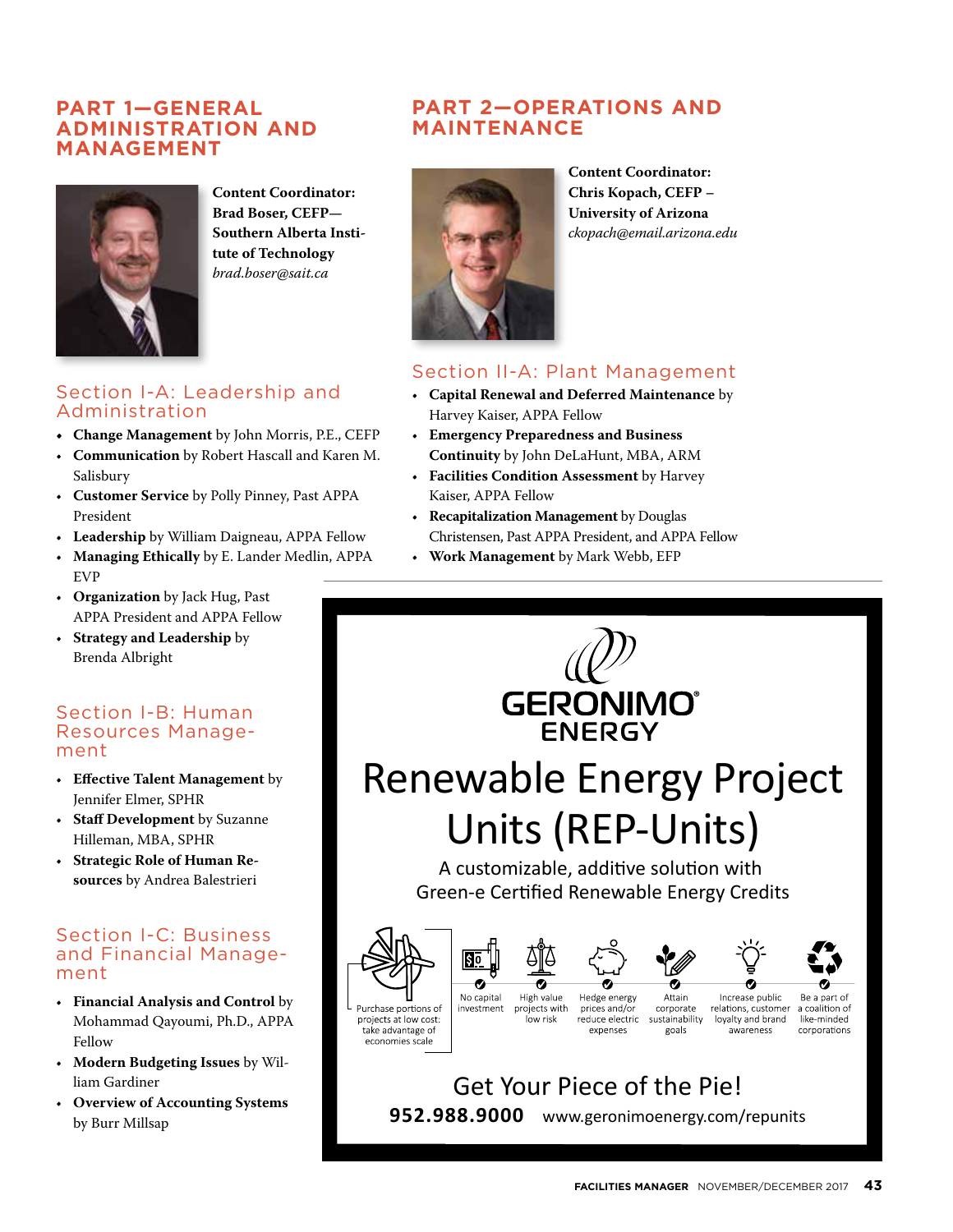## PART 1—GENERAL ADMINISTRATION AND MANAGEMENT

**Content Coordinator:**
**Brad Boser, CEFP—**
**Southern Alberta Institute of Technology**
*brad.boser@sait.ca*

### Section I-A: Leadership and Administration

- **Change Management** by John Morris, P.E., CEFP
- **Communication** by Robert Hascall and Karen M. Salisbury
- **Customer Service** by Polly Pinney, Past APPA President
- **Leadership** by William Daigneau, APPA Fellow
- **Managing Ethically** by E. Lander Medlin, APPA EVP
- **Organization** by Jack Hug, Past APPA President and APPA Fellow
- **Strategy and Leadership** by Brenda Albright

### Section I-B: Human Resources Management

- **Effective Talent Management** by Jennifer Elmer, SPHR
- **Staff Development** by Suzanne Hilleman, MBA, SPHR
- **Strategic Role of Human Resources** by Andrea Balestrieri

### Section I-C: Business and Financial Management

- **Financial Analysis and Control** by Mohammad Qayoumi, Ph.D., APPA Fellow
- **Modern Budgeting Issues** by William Gardiner
- **Overview of Accounting Systems** by Burr Millsap

## PART 2—OPERATIONS AND MAINTENANCE

**Content Coordinator:**
**Chris Kopach, CEFP –**
**University of Arizona**
*ckopach@email.arizona.edu*

### Section II-A: Plant Management

- **Capital Renewal and Deferred Maintenance** by Harvey Kaiser, APPA Fellow
- **Emergency Preparedness and Business Continuity** by John DeLaHunt, MBA, ARM
- **Facilities Condition Assessment** by Harvey Kaiser, APPA Fellow
- **Recapitalization Management** by Douglas Christensen, Past APPA President, and APPA Fellow
- **Work Management** by Mark Webb, EFP

---

GERONIMO® ENERGY

# Renewable Energy Project Units (REP-Units)

A customizable, additive solution with Green-e Certified Renewable Energy Credits

- Purchase portions of projects at low cost: take advantage of economies scale
- No capital investment
- High value projects with low risk
- Hedge energy prices and/or reduce electric expenses
- Attain corporate sustainability goals
- Increase public relations, customer loyalty and brand awareness
- Be a part of a coalition of like-minded corporations

Get Your Piece of the Pie!

**952.988.9000** www.geronimoenergy.com/repunits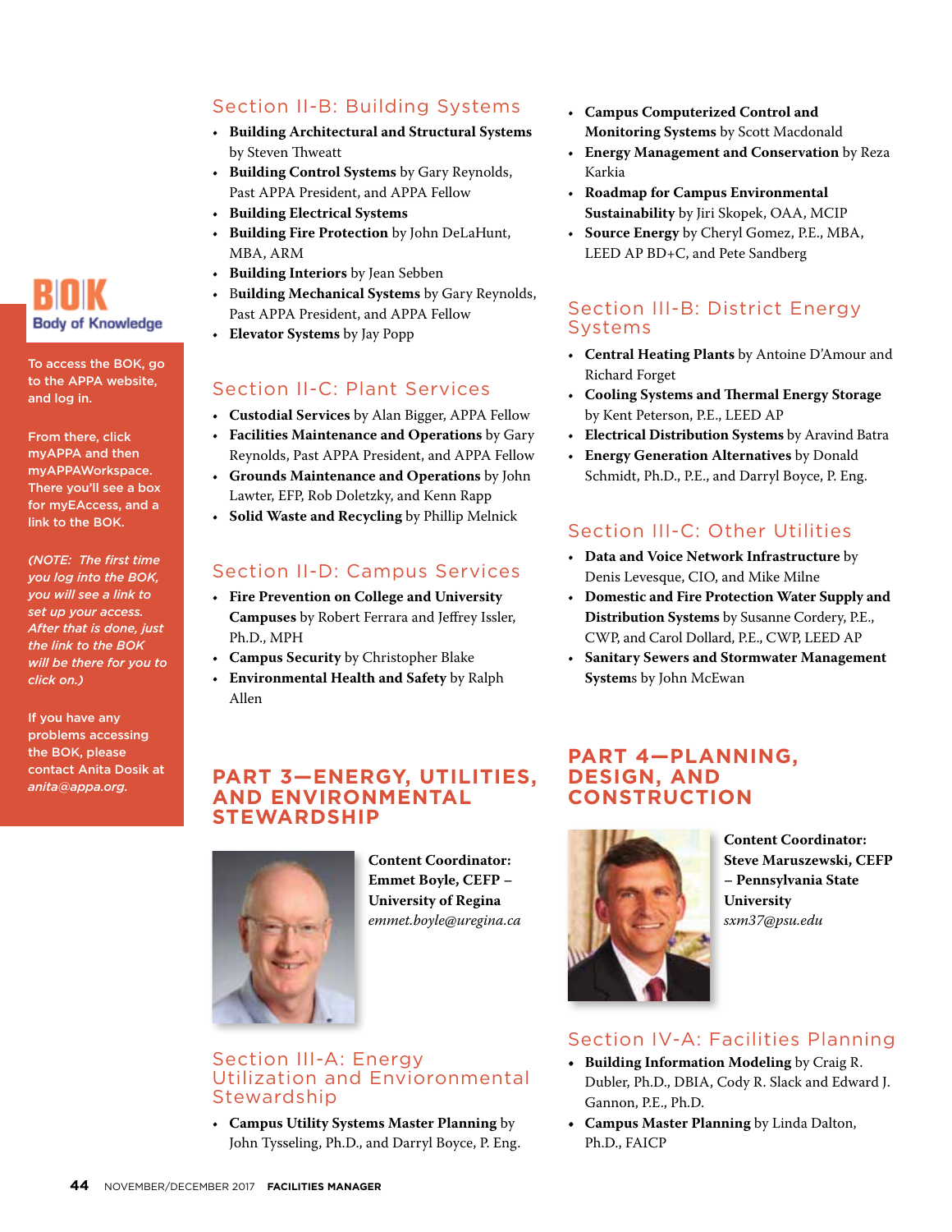## Section II-B: Building Systems

- **Building Architectural and Structural Systems** by Steven Thweatt
- **Building Control Systems** by Gary Reynolds, Past APPA President, and APPA Fellow
- **Building Electrical Systems**
- **Building Fire Protection** by John DeLaHunt, MBA, ARM
- **Building Interiors** by Jean Sebben
- **Building Mechanical Systems** by Gary Reynolds, Past APPA President, and APPA Fellow
- **Elevator Systems** by Jay Popp

## Section II-C: Plant Services

- **Custodial Services** by Alan Bigger, APPA Fellow
- **Facilities Maintenance and Operations** by Gary Reynolds, Past APPA President, and APPA Fellow
- **Grounds Maintenance and Operations** by John Lawter, EFP, Rob Doletzky, and Kenn Rapp
- **Solid Waste and Recycling** by Phillip Melnick

## Section II-D: Campus Services

- **Fire Prevention on College and University Campuses** by Robert Ferrara and Jeffrey Issler, Ph.D., MPH
- **Campus Security** by Christopher Blake
- **Environmental Health and Safety** by Ralph Allen

# PART 3—ENERGY, UTILITIES, AND ENVIRONMENTAL STEWARDSHIP

**Content Coordinator: Emmet Boyle, CEFP – University of Regina**
*emmet.boyle@uregina.ca*

## Section III-A: Energy Utilization and Envioronmental Stewardship

- **Campus Utility Systems Master Planning** by John Tysseling, Ph.D., and Darryl Boyce, P. Eng.
- **Campus Computerized Control and Monitoring Systems** by Scott Macdonald
- **Energy Management and Conservation** by Reza Karkia
- **Roadmap for Campus Environmental Sustainability** by Jiri Skopek, OAA, MCIP
- **Source Energy** by Cheryl Gomez, P.E., MBA, LEED AP BD+C, and Pete Sandberg

## Section III-B: District Energy Systems

- **Central Heating Plants** by Antoine D'Amour and Richard Forget
- **Cooling Systems and Thermal Energy Storage** by Kent Peterson, P.E., LEED AP
- **Electrical Distribution Systems** by Aravind Batra
- **Energy Generation Alternatives** by Donald Schmidt, Ph.D., P.E., and Darryl Boyce, P. Eng.

## Section III-C: Other Utilities

- **Data and Voice Network Infrastructure** by Denis Levesque, CIO, and Mike Milne
- **Domestic and Fire Protection Water Supply and Distribution Systems** by Susanne Cordery, P.E., CWP, and Carol Dollard, P.E., CWP, LEED AP
- **Sanitary Sewers and Stormwater Management Systems** by John McEwan

# PART 4—PLANNING, DESIGN, AND CONSTRUCTION

**Content Coordinator: Steve Maruszewski, CEFP – Pennsylvania State University**
*sxm37@psu.edu*

## Section IV-A: Facilities Planning

- **Building Information Modeling** by Craig R. Dubler, Ph.D., DBIA, Cody R. Slack and Edward J. Gannon, P.E., Ph.D.
- **Campus Master Planning** by Linda Dalton, Ph.D., FAICP

---

**BOK Body of Knowledge**

To access the BOK, go to the APPA website, and log in.

From there, click myAPPA and then myAPPAWorkspace. There you'll see a box for myEAccess, and a link to the BOK.

*(NOTE: The first time you log into the BOK, you will see a link to set up your access. After that is done, just the link to the BOK will be there for you to click on.)*

If you have any problems accessing the BOK, please contact Anita Dosik at *anita@appa.org.*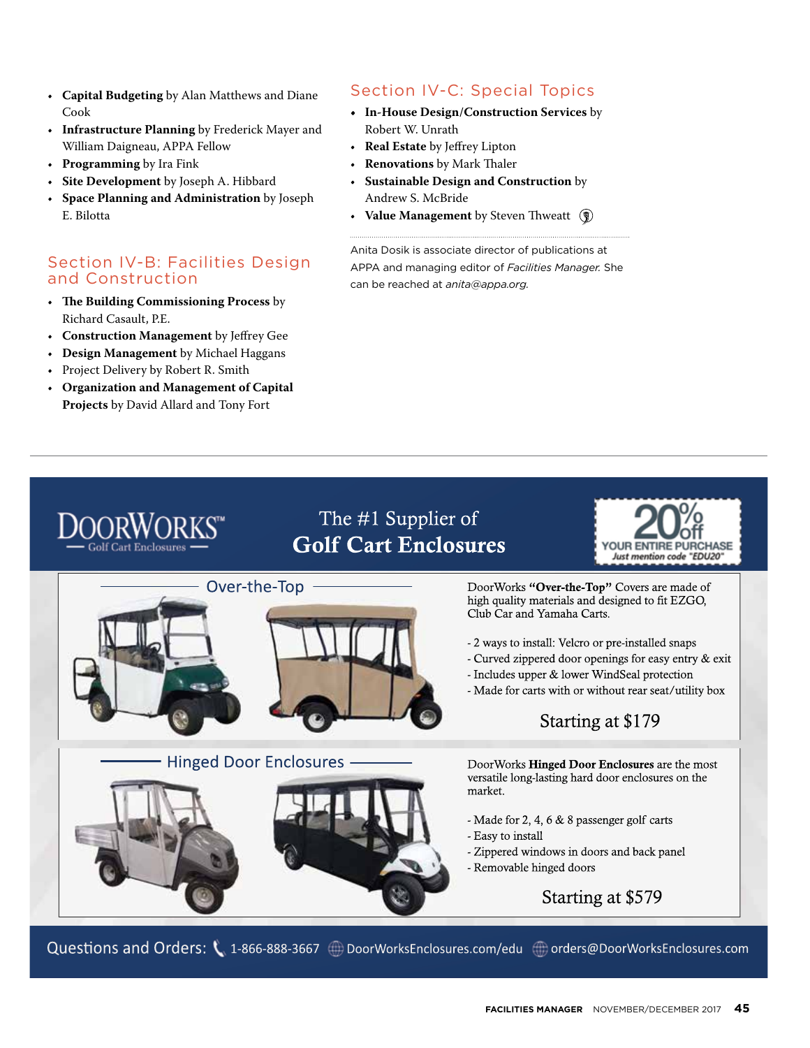- **Capital Budgeting** by Alan Matthews and Diane Cook
- **Infrastructure Planning** by Frederick Mayer and William Daigneau, APPA Fellow
- **Programming** by Ira Fink
- **Site Development** by Joseph A. Hibbard
- **Space Planning and Administration** by Joseph E. Bilotta

## Section IV-B: Facilities Design and Construction

- **The Building Commissioning Process** by Richard Casault, P.E.
- **Construction Management** by Jeffrey Gee
- **Design Management** by Michael Haggans
- Project Delivery by Robert R. Smith
- **Organization and Management of Capital Projects** by David Allard and Tony Fort

## Section IV-C: Special Topics

- **In-House Design/Construction Services** by Robert W. Unrath
- **Real Estate** by Jeffrey Lipton
- **Renovations** by Mark Thaler
- **Sustainable Design and Construction** by Andrew S. McBride
- **Value Management** by Steven Thweatt

Anita Dosik is associate director of publications at APPA and managing editor of *Facilities Manager.* She can be reached at *anita@appa.org.*

---

DOORWORKS™ — Golf Cart Enclosures —

The #1 Supplier of
**Golf Cart Enclosures**

20% off YOUR ENTIRE PURCHASE
*Just mention code "EDU20"*

### Over-the-Top

DoorWorks **"Over-the-Top"** Covers are made of high quality materials and designed to fit EZGO, Club Car and Yamaha Carts.

- 2 ways to install: Velcro or pre-installed snaps
- Curved zippered door openings for easy entry & exit
- Includes upper & lower WindSeal protection
- Made for carts with or without rear seat/utility box

Starting at $179

### Hinged Door Enclosures

DoorWorks **Hinged Door Enclosures** are the most versatile long-lasting hard door enclosures on the market.

- Made for 2, 4, 6 & 8 passenger golf carts
- Easy to install
- Zippered windows in doors and back panel
- Removable hinged doors

Starting at $579

Questions and Orders: 1-866-888-3667 DoorWorksEnclosures.com/edu orders@DoorWorksEnclosures.com